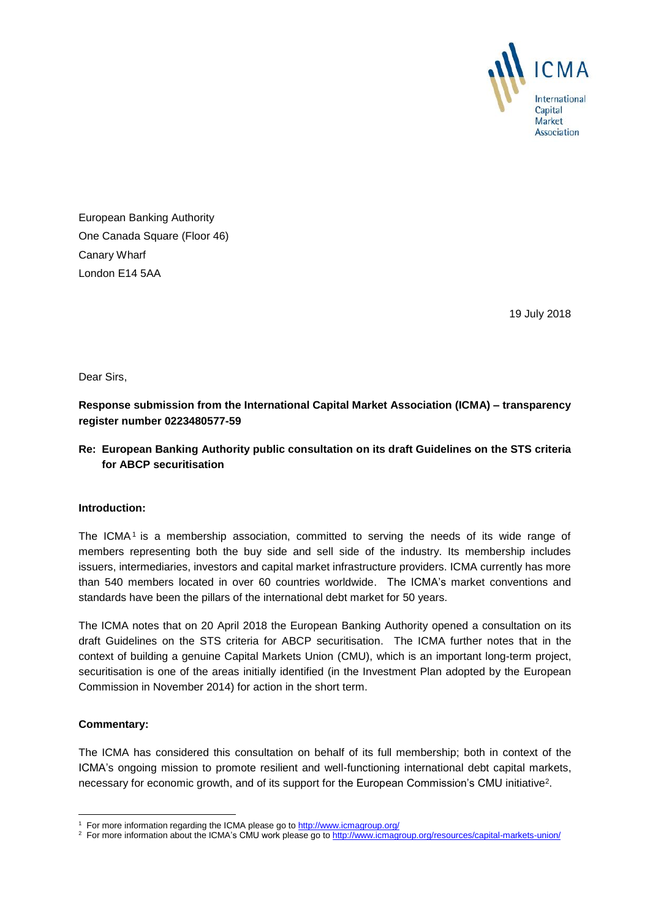ICMA International Capital Market Association

European Banking Authority
One Canada Square (Floor 46)
Canary Wharf
London E14 5AA

19 July 2018

Dear Sirs,

**Response submission from the International Capital Market Association (ICMA) – transparency register number 0223480577-59**

**Re: European Banking Authority public consultation on its draft Guidelines on the STS criteria for ABCP securitisation**

**Introduction:**

The ICMA[1] is a membership association, committed to serving the needs of its wide range of members representing both the buy side and sell side of the industry. Its membership includes issuers, intermediaries, investors and capital market infrastructure providers. ICMA currently has more than 540 members located in over 60 countries worldwide. The ICMA's market conventions and standards have been the pillars of the international debt market for 50 years.

The ICMA notes that on 20 April 2018 the European Banking Authority opened a consultation on its draft Guidelines on the STS criteria for ABCP securitisation. The ICMA further notes that in the context of building a genuine Capital Markets Union (CMU), which is an important long-term project, securitisation is one of the areas initially identified (in the Investment Plan adopted by the European Commission in November 2014) for action in the short term.

**Commentary:**

The ICMA has considered this consultation on behalf of its full membership; both in context of the ICMA's ongoing mission to promote resilient and well-functioning international debt capital markets, necessary for economic growth, and of its support for the European Commission's CMU initiative[2].

---

[1] For more information regarding the ICMA please go to http://www.icmagroup.org/

[2] For more information about the ICMA's CMU work please go to http://www.icmagroup.org/resources/capital-markets-union/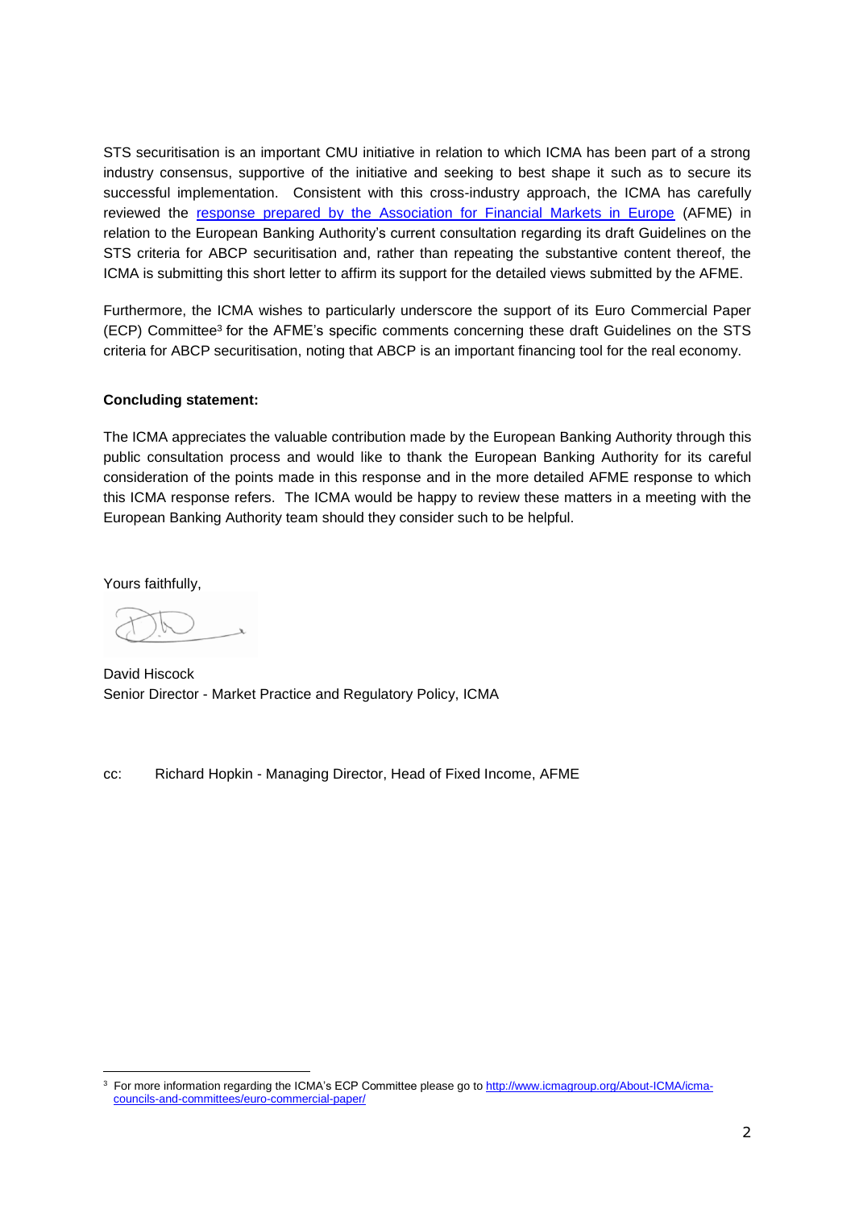STS securitisation is an important CMU initiative in relation to which ICMA has been part of a strong industry consensus, supportive of the initiative and seeking to best shape it such as to secure its successful implementation. Consistent with this cross-industry approach, the ICMA has carefully reviewed the [response prepared by the Association for Financial Markets in Europe](#) (AFME) in relation to the European Banking Authority's current consultation regarding its draft Guidelines on the STS criteria for ABCP securitisation and, rather than repeating the substantive content thereof, the ICMA is submitting this short letter to affirm its support for the detailed views submitted by the AFME.

Furthermore, the ICMA wishes to particularly underscore the support of its Euro Commercial Paper (ECP) Committee[3] for the AFME's specific comments concerning these draft Guidelines on the STS criteria for ABCP securitisation, noting that ABCP is an important financing tool for the real economy.

**Concluding statement:**

The ICMA appreciates the valuable contribution made by the European Banking Authority through this public consultation process and would like to thank the European Banking Authority for its careful consideration of the points made in this response and in the more detailed AFME response to which this ICMA response refers. The ICMA would be happy to review these matters in a meeting with the European Banking Authority team should they consider such to be helpful.

Yours faithfully,

David Hiscock
Senior Director - Market Practice and Regulatory Policy, ICMA

cc: Richard Hopkin - Managing Director, Head of Fixed Income, AFME

[3] For more information regarding the ICMA's ECP Committee please go to http://www.icmagroup.org/About-ICMA/icma-councils-and-committees/euro-commercial-paper/